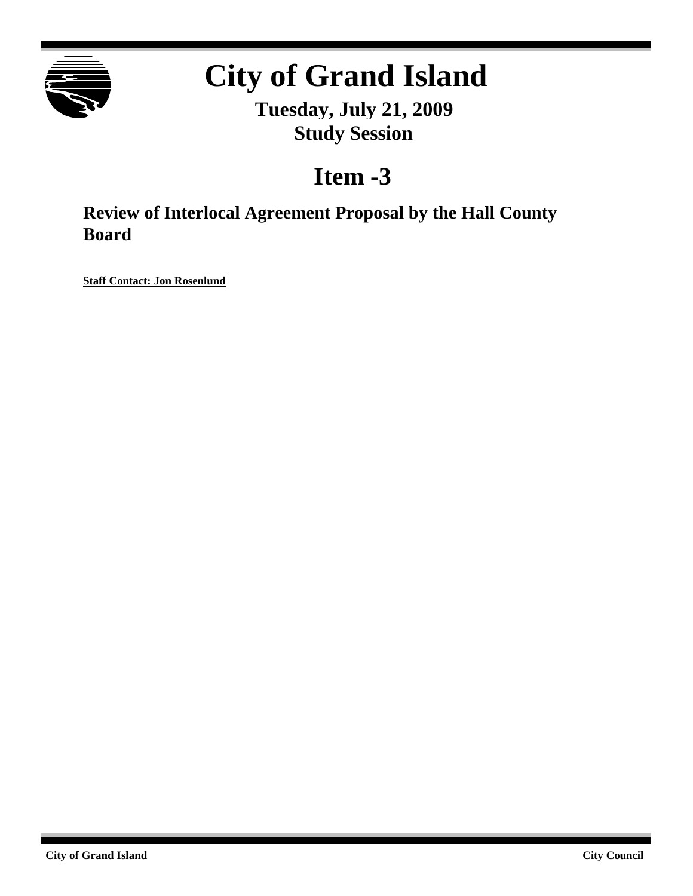# City of Grand Island

**Tuesday, July 21, 2009**
**Study Session**

## Item -3

### Review of Interlocal Agreement Proposal by the Hall County Board

**Staff Contact: Jon Rosenlund**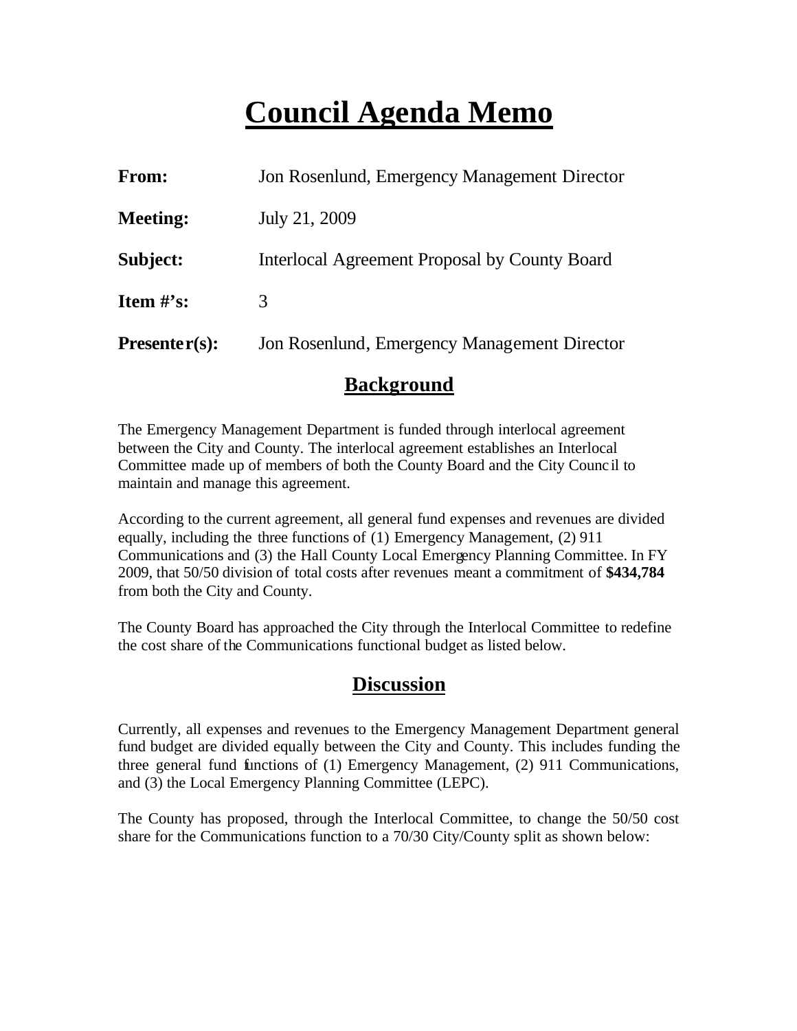# Council Agenda Memo

**From:** Jon Rosenlund, Emergency Management Director

**Meeting:** July 21, 2009

**Subject:** Interlocal Agreement Proposal by County Board

**Item #'s:** 3

**Presenter(s):** Jon Rosenlund, Emergency Management Director

## Background

The Emergency Management Department is funded through interlocal agreement between the City and County. The interlocal agreement establishes an Interlocal Committee made up of members of both the County Board and the City Council to maintain and manage this agreement.

According to the current agreement, all general fund expenses and revenues are divided equally, including the three functions of (1) Emergency Management, (2) 911 Communications and (3) the Hall County Local Emergency Planning Committee. In FY 2009, that 50/50 division of total costs after revenues meant a commitment of **$434,784** from both the City and County.

The County Board has approached the City through the Interlocal Committee to redefine the cost share of the Communications functional budget as listed below.

## Discussion

Currently, all expenses and revenues to the Emergency Management Department general fund budget are divided equally between the City and County. This includes funding the three general fund functions of (1) Emergency Management, (2) 911 Communications, and (3) the Local Emergency Planning Committee (LEPC).

The County has proposed, through the Interlocal Committee, to change the 50/50 cost share for the Communications function to a 70/30 City/County split as shown below: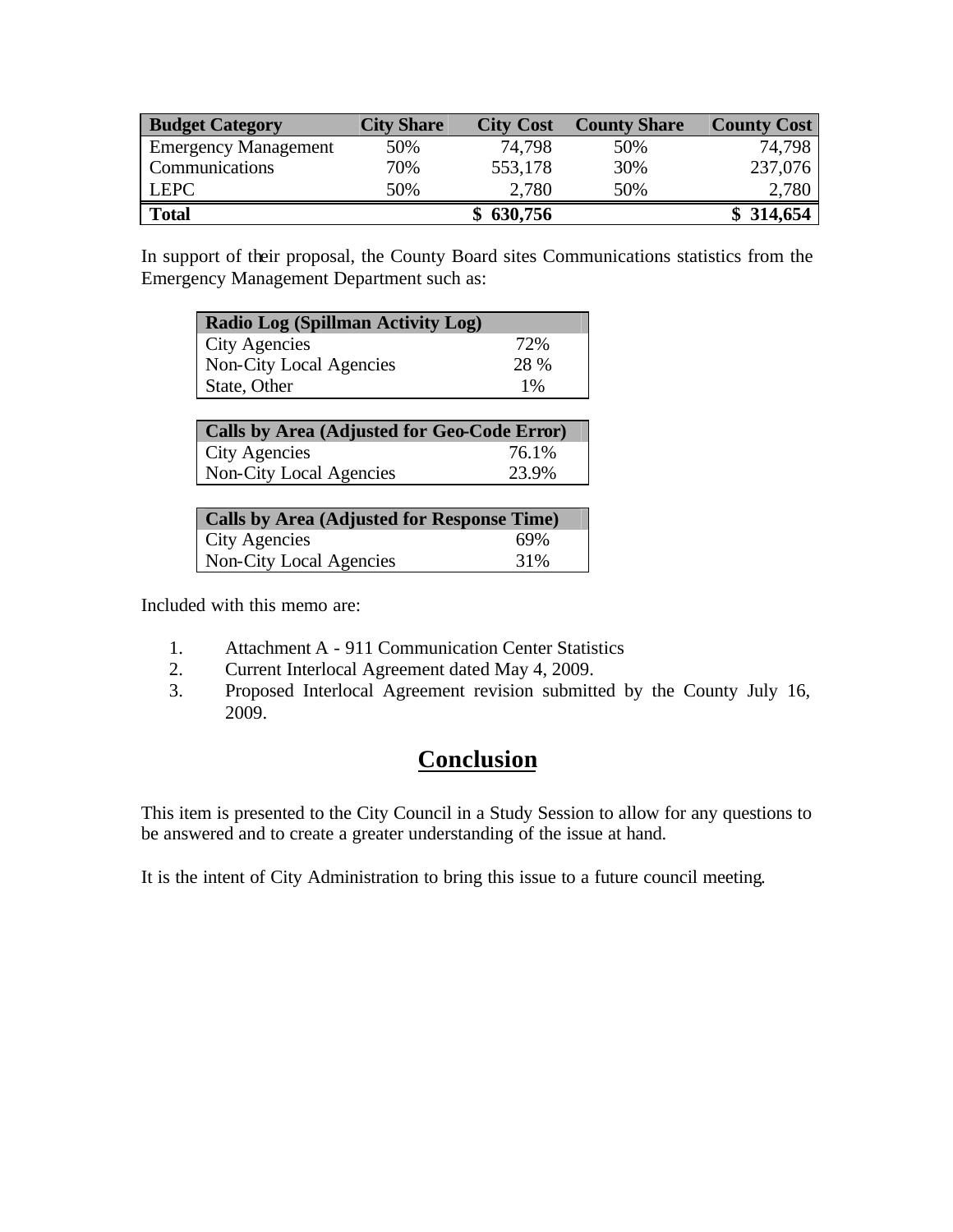| Budget Category | City Share | City Cost | County Share | County Cost |
|---|---|---|---|---|
| Emergency Management | 50% | 74,798 | 50% | 74,798 |
| Communications | 70% | 553,178 | 30% | 237,076 |
| LEPC | 50% | 2,780 | 50% | 2,780 |
| **Total** | | **$ 630,756** | | **$ 314,654** |

In support of their proposal, the County Board sites Communications statistics from the Emergency Management Department such as:

| Radio Log (Spillman Activity Log) | |
|---|---|
| City Agencies | 72% |
| Non-City Local Agencies | 28 % |
| State, Other | 1% |

| Calls by Area (Adjusted for Geo-Code Error) | |
|---|---|
| City Agencies | 76.1% |
| Non-City Local Agencies | 23.9% |

| Calls by Area (Adjusted for Response Time) | |
|---|---|
| City Agencies | 69% |
| Non-City Local Agencies | 31% |

Included with this memo are:

1. Attachment A - 911 Communication Center Statistics
2. Current Interlocal Agreement dated May 4, 2009.
3. Proposed Interlocal Agreement revision submitted by the County July 16, 2009.

## Conclusion

This item is presented to the City Council in a Study Session to allow for any questions to be answered and to create a greater understanding of the issue at hand.

It is the intent of City Administration to bring this issue to a future council meeting.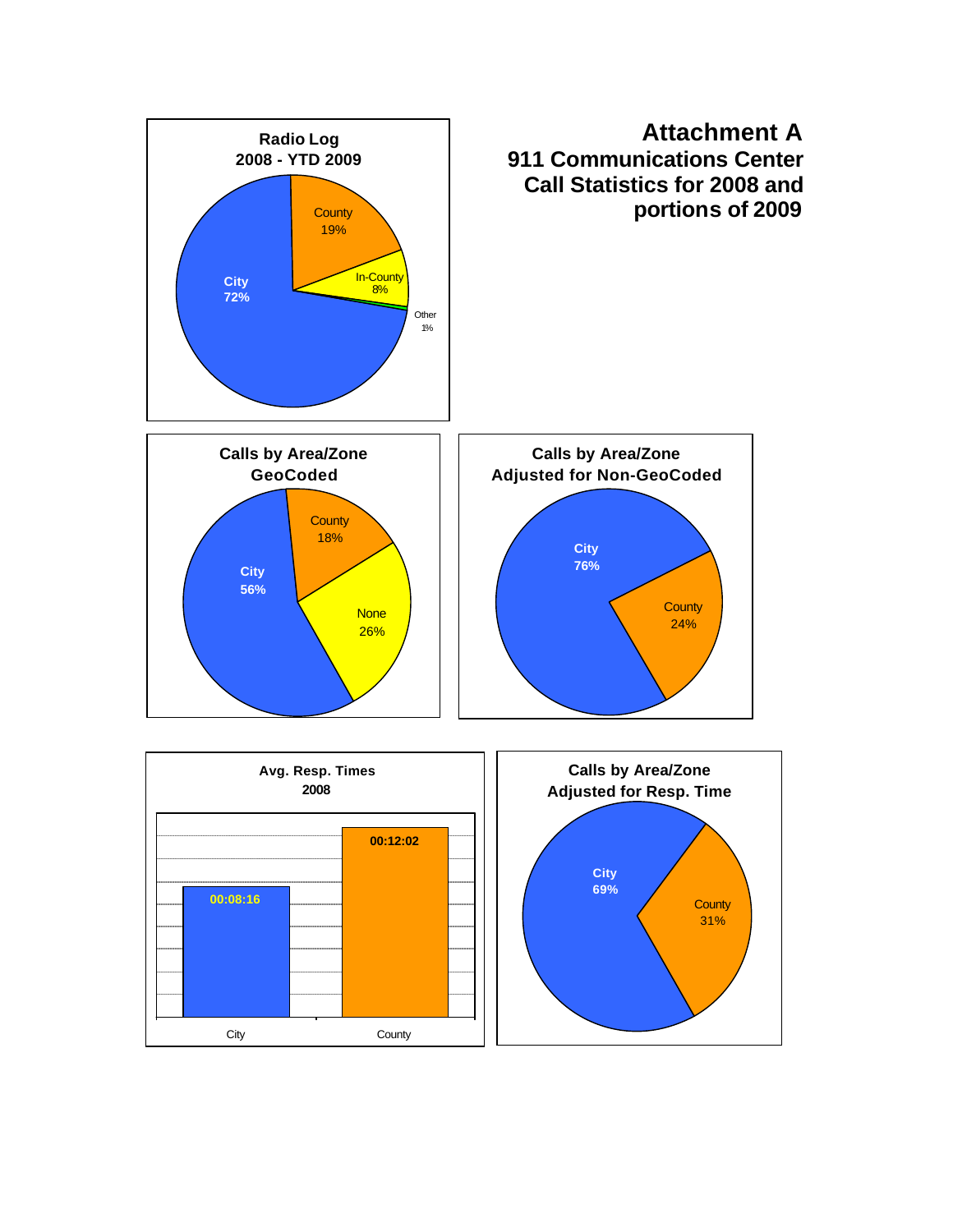# Attachment A

## 911 Communications Center Call Statistics for 2008 and portions of 2009

**Radio Log 2008 - YTD 2009**

| Area | Percent |
| --- | --- |
| City | 72% |
| County | 19% |
| In-County | 8% |
| Other | 1% |

**Calls by Area/Zone GeoCoded**

| Area | Percent |
| --- | --- |
| City | 56% |
| County | 18% |
| None | 26% |

**Calls by Area/Zone Adjusted for Non-GeoCoded**

| Area | Percent |
| --- | --- |
| City | 76% |
| County | 24% |

**Avg. Resp. Times 2008**

| Area | Avg. Resp. Time |
| --- | --- |
| City | 00:08:16 |
| County | 00:12:02 |

**Calls by Area/Zone Adjusted for Resp. Time**

| Area | Percent |
| --- | --- |
| City | 69% |
| County | 31% |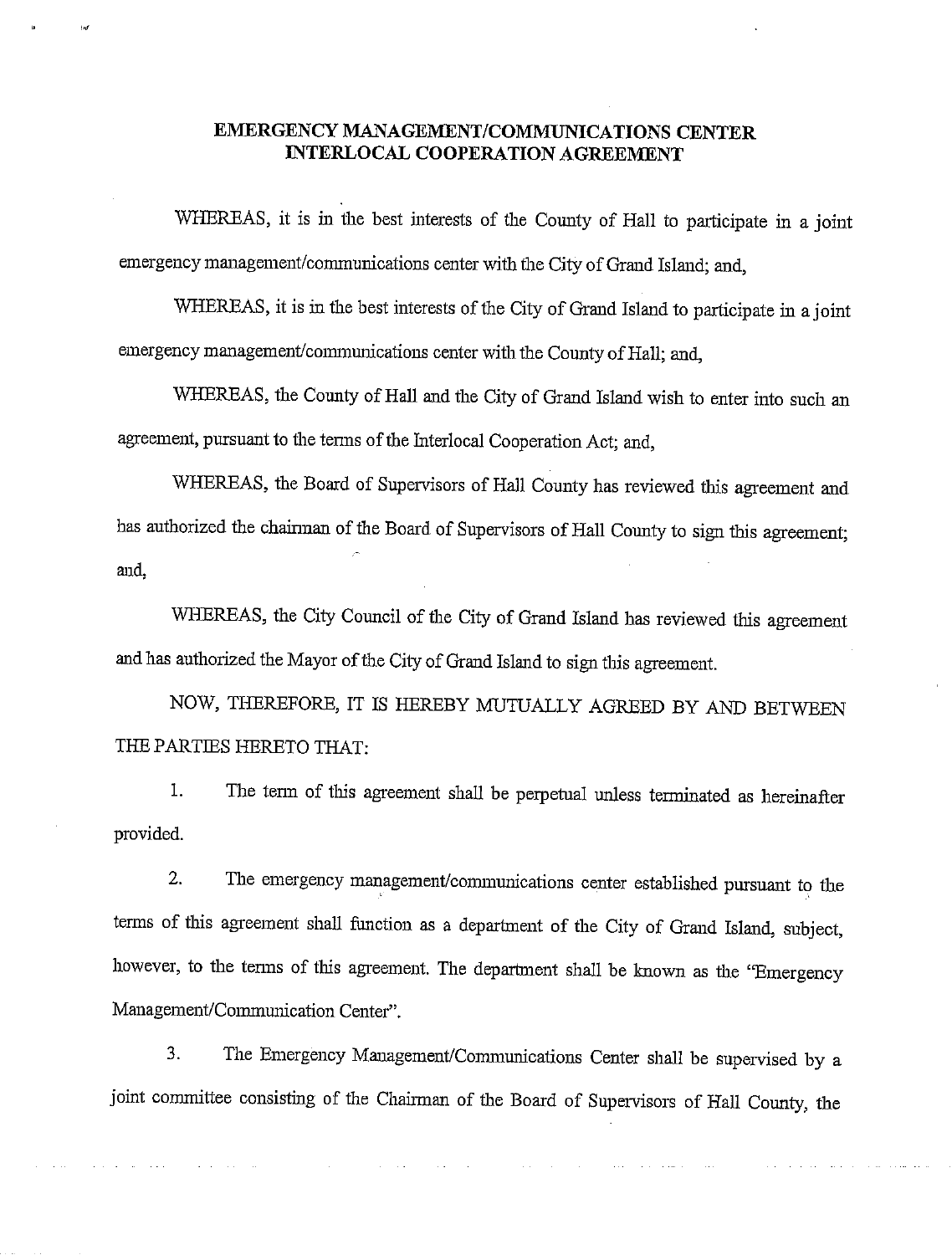# EMERGENCY MANAGEMENT/COMMUNICATIONS CENTER INTERLOCAL COOPERATION AGREEMENT

WHEREAS, it is in the best interests of the County of Hall to participate in a joint emergency management/communications center with the City of Grand Island; and,

WHEREAS, it is in the best interests of the City of Grand Island to participate in a joint emergency management/communications center with the County of Hall; and,

WHEREAS, the County of Hall and the City of Grand Island wish to enter into such an agreement, pursuant to the terms of the Interlocal Cooperation Act; and,

WHEREAS, the Board of Supervisors of Hall County has reviewed this agreement and has authorized the chairman of the Board of Supervisors of Hall County to sign this agreement; and,

WHEREAS, the City Council of the City of Grand Island has reviewed this agreement and has authorized the Mayor of the City of Grand Island to sign this agreement.

NOW, THEREFORE, IT IS HEREBY MUTUALLY AGREED BY AND BETWEEN THE PARTIES HERETO THAT:

1. The term of this agreement shall be perpetual unless terminated as hereinafter provided.

2. The emergency management/communications center established pursuant to the terms of this agreement shall function as a department of the City of Grand Island, subject, however, to the terms of this agreement. The department shall be known as the "Emergency Management/Communication Center".

3. The Emergency Management/Communications Center shall be supervised by a joint committee consisting of the Chairman of the Board of Supervisors of Hall County, the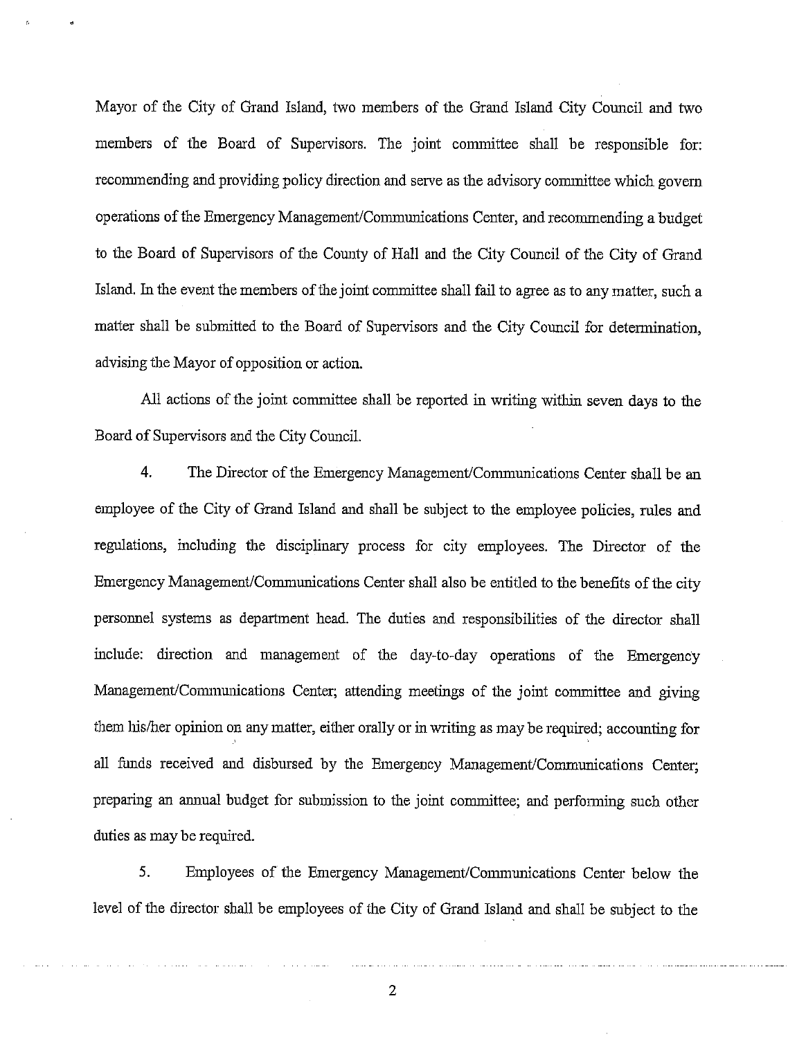Mayor of the City of Grand Island, two members of the Grand Island City Council and two members of the Board of Supervisors. The joint committee shall be responsible for: recommending and providing policy direction and serve as the advisory committee which govern operations of the Emergency Management/Communications Center, and recommending a budget to the Board of Supervisors of the County of Hall and the City Council of the City of Grand Island. In the event the members of the joint committee shall fail to agree as to any matter, such a matter shall be submitted to the Board of Supervisors and the City Council for determination, advising the Mayor of opposition or action.

All actions of the joint committee shall be reported in writing within seven days to the Board of Supervisors and the City Council.

4. The Director of the Emergency Management/Communications Center shall be an employee of the City of Grand Island and shall be subject to the employee policies, rules and regulations, including the disciplinary process for city employees. The Director of the Emergency Management/Communications Center shall also be entitled to the benefits of the city personnel systems as department head. The duties and responsibilities of the director shall include: direction and management of the day-to-day operations of the Emergency Management/Communications Center; attending meetings of the joint committee and giving them his/her opinion on any matter, either orally or in writing as may be required; accounting for all funds received and disbursed by the Emergency Management/Communications Center; preparing an annual budget for submission to the joint committee; and performing such other duties as may be required.

5. Employees of the Emergency Management/Communications Center below the level of the director shall be employees of the City of Grand Island and shall be subject to the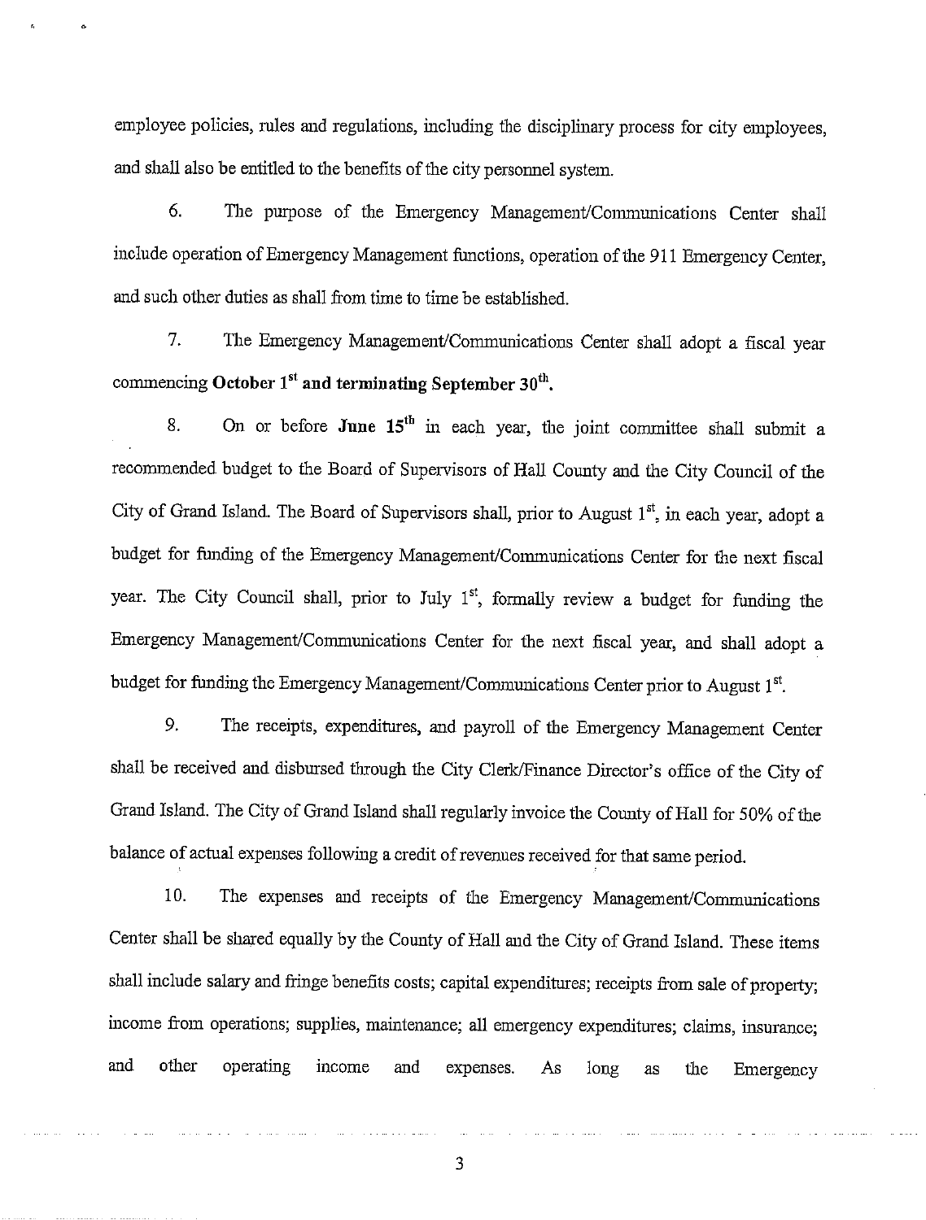employee policies, rules and regulations, including the disciplinary process for city employees, and shall also be entitled to the benefits of the city personnel system.

6. The purpose of the Emergency Management/Communications Center shall include operation of Emergency Management functions, operation of the 911 Emergency Center, and such other duties as shall from time to time be established.

7. The Emergency Management/Communications Center shall adopt a fiscal year commencing **October 1st and terminating September 30th.**

8. On or before **June 15th** in each year, the joint committee shall submit a recommended budget to the Board of Supervisors of Hall County and the City Council of the City of Grand Island. The Board of Supervisors shall, prior to August 1st, in each year, adopt a budget for funding of the Emergency Management/Communications Center for the next fiscal year. The City Council shall, prior to July 1st, formally review a budget for funding the Emergency Management/Communications Center for the next fiscal year, and shall adopt a budget for funding the Emergency Management/Communications Center prior to August 1st.

9. The receipts, expenditures, and payroll of the Emergency Management Center shall be received and disbursed through the City Clerk/Finance Director's office of the City of Grand Island. The City of Grand Island shall regularly invoice the County of Hall for 50% of the balance of actual expenses following a credit of revenues received for that same period.

10. The expenses and receipts of the Emergency Management/Communications Center shall be shared equally by the County of Hall and the City of Grand Island. These items shall include salary and fringe benefits costs; capital expenditures; receipts from sale of property; income from operations; supplies, maintenance; all emergency expenditures; claims, insurance; and other operating income and expenses. As long as the Emergency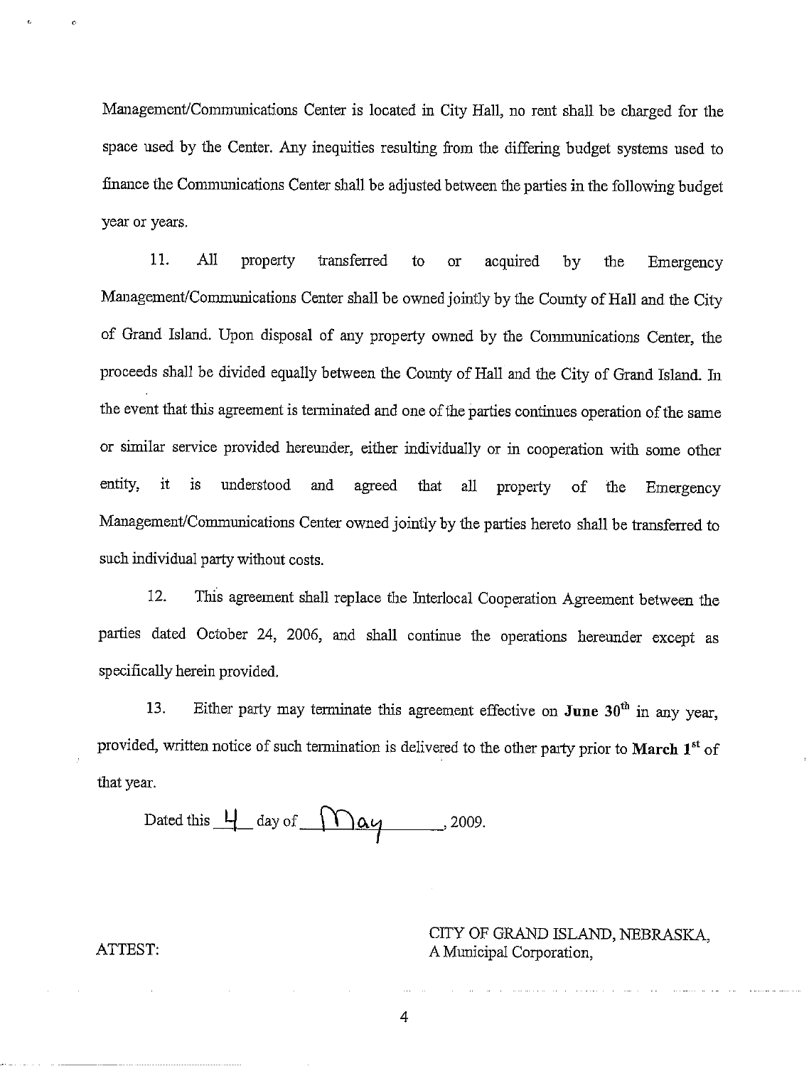Management/Communications Center is located in City Hall, no rent shall be charged for the space used by the Center. Any inequities resulting from the differing budget systems used to finance the Communications Center shall be adjusted between the parties in the following budget year or years.

11. All property transferred to or acquired by the Emergency Management/Communications Center shall be owned jointly by the County of Hall and the City of Grand Island. Upon disposal of any property owned by the Communications Center, the proceeds shall be divided equally between the County of Hall and the City of Grand Island. In the event that this agreement is terminated and one of the parties continues operation of the same or similar service provided hereunder, either individually or in cooperation with some other entity, it is understood and agreed that all property of the Emergency Management/Communications Center owned jointly by the parties hereto shall be transferred to such individual party without costs.

12. This agreement shall replace the Interlocal Cooperation Agreement between the parties dated October 24, 2006, and shall continue the operations hereunder except as specifically herein provided.

13. Either party may terminate this agreement effective on **June 30th** in any year, provided, written notice of such termination is delivered to the other party prior to **March 1st** of that year.

Dated this 4 day of May, 2009.

ATTEST:

CITY OF GRAND ISLAND, NEBRASKA,
A Municipal Corporation,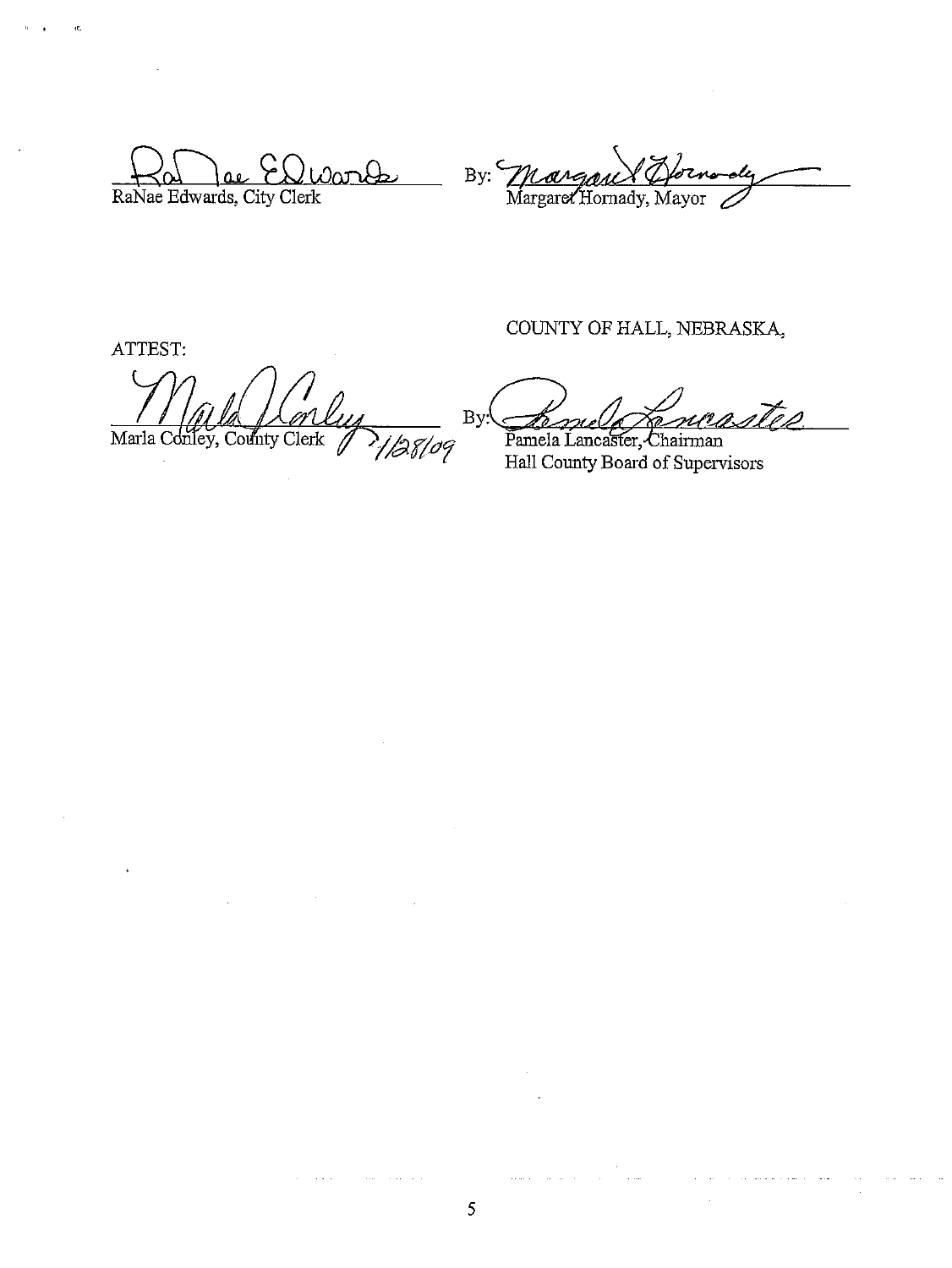RaNae Edwards, City Clerk

By: Margaret Hornady, Mayor

ATTEST:

COUNTY OF HALL, NEBRASKA,

Marla Conley, County Clerk 1/28/09

By: Pamela Lancaster, Chairman
Hall County Board of Supervisors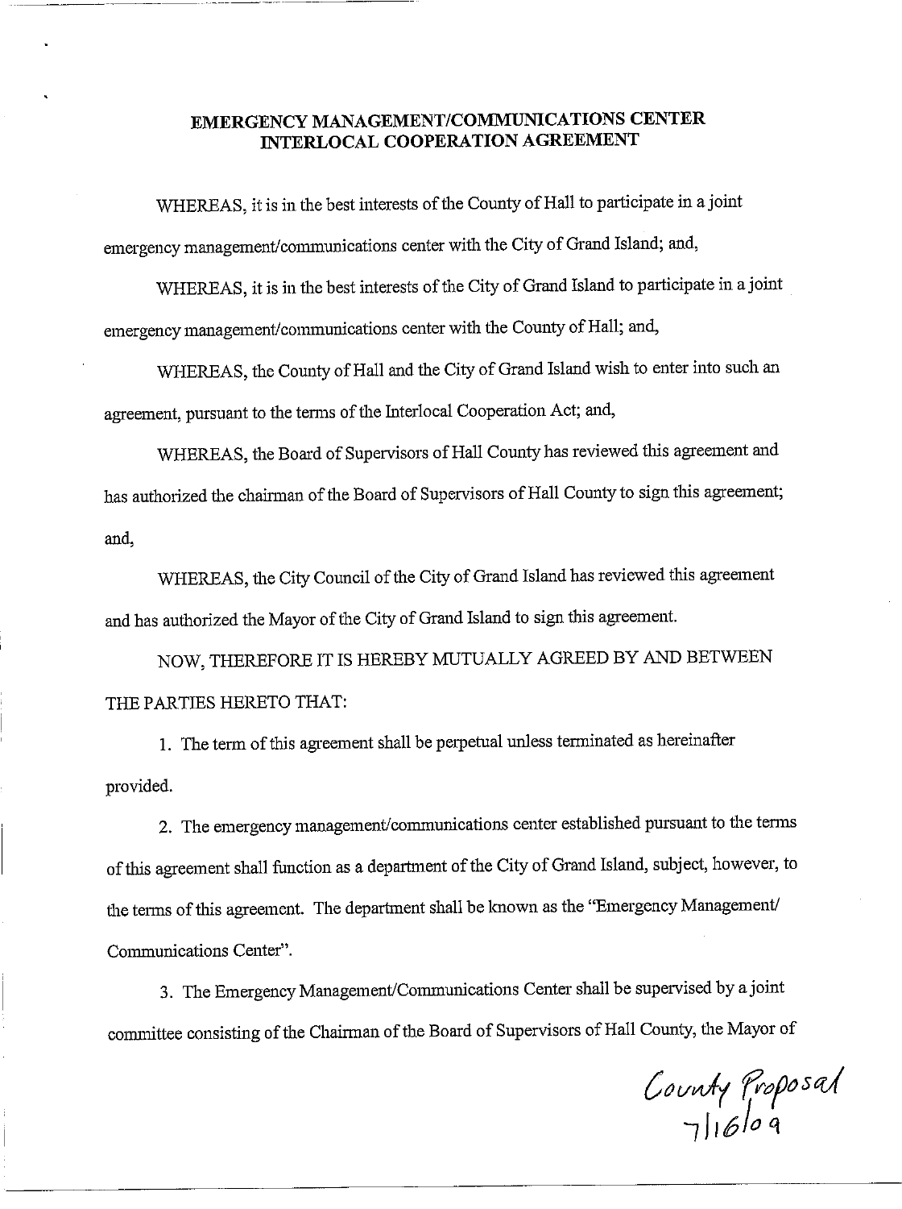# EMERGENCY MANAGEMENT/COMMUNICATIONS CENTER INTERLOCAL COOPERATION AGREEMENT

WHEREAS, it is in the best interests of the County of Hall to participate in a joint emergency management/communications center with the City of Grand Island; and,

WHEREAS, it is in the best interests of the City of Grand Island to participate in a joint emergency management/communications center with the County of Hall; and,

WHEREAS, the County of Hall and the City of Grand Island wish to enter into such an agreement, pursuant to the terms of the Interlocal Cooperation Act; and,

WHEREAS, the Board of Supervisors of Hall County has reviewed this agreement and has authorized the chairman of the Board of Supervisors of Hall County to sign this agreement; and,

WHEREAS, the City Council of the City of Grand Island has reviewed this agreement and has authorized the Mayor of the City of Grand Island to sign this agreement.

NOW, THEREFORE IT IS HEREBY MUTUALLY AGREED BY AND BETWEEN THE PARTIES HERETO THAT:

1. The term of this agreement shall be perpetual unless terminated as hereinafter provided.

2. The emergency management/communications center established pursuant to the terms of this agreement shall function as a department of the City of Grand Island, subject, however, to the terms of this agreement. The department shall be known as the "Emergency Management/ Communications Center".

3. The Emergency Management/Communications Center shall be supervised by a joint committee consisting of the Chairman of the Board of Supervisors of Hall County, the Mayor of

County Proposal 7/16/09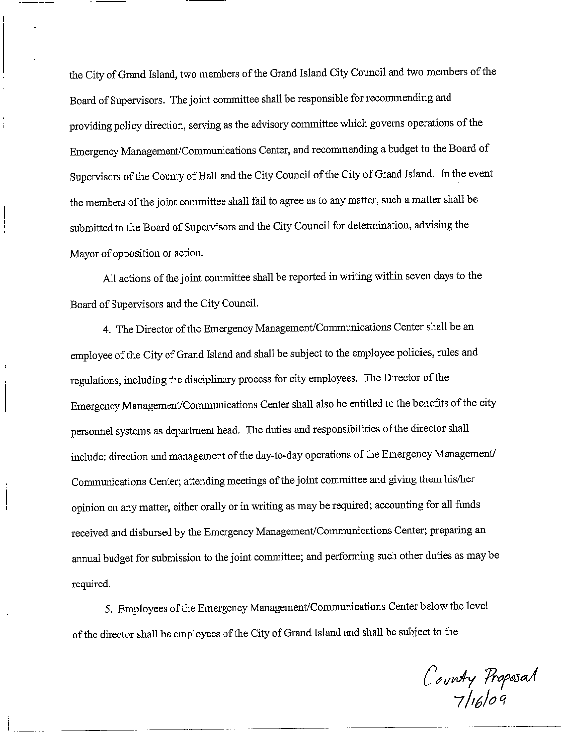the City of Grand Island, two members of the Grand Island City Council and two members of the Board of Supervisors. The joint committee shall be responsible for recommending and providing policy direction, serving as the advisory committee which governs operations of the Emergency Management/Communications Center, and recommending a budget to the Board of Supervisors of the County of Hall and the City Council of the City of Grand Island. In the event the members of the joint committee shall fail to agree as to any matter, such a matter shall be submitted to the Board of Supervisors and the City Council for determination, advising the Mayor of opposition or action.

All actions of the joint committee shall be reported in writing within seven days to the Board of Supervisors and the City Council.

4. The Director of the Emergency Management/Communications Center shall be an employee of the City of Grand Island and shall be subject to the employee policies, rules and regulations, including the disciplinary process for city employees. The Director of the Emergency Management/Communications Center shall also be entitled to the benefits of the city personnel systems as department head. The duties and responsibilities of the director shall include: direction and management of the day-to-day operations of the Emergency Management/ Communications Center; attending meetings of the joint committee and giving them his/her opinion on any matter, either orally or in writing as may be required; accounting for all funds received and disbursed by the Emergency Management/Communications Center; preparing an annual budget for submission to the joint committee; and performing such other duties as may be required.

5. Employees of the Emergency Management/Communications Center below the level of the director shall be employees of the City of Grand Island and shall be subject to the

County Proposal
7/16/09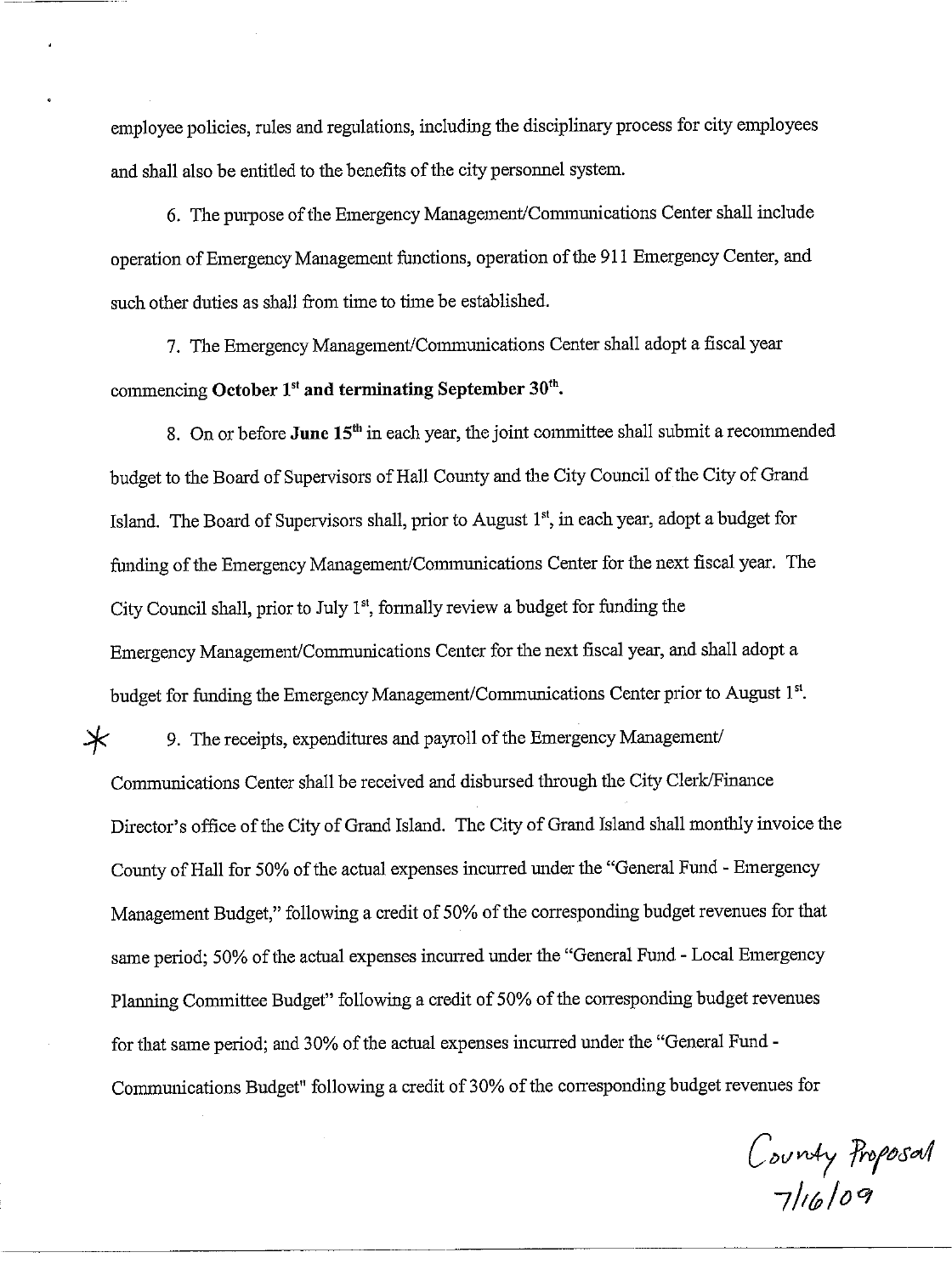employee policies, rules and regulations, including the disciplinary process for city employees and shall also be entitled to the benefits of the city personnel system.

6. The purpose of the Emergency Management/Communications Center shall include operation of Emergency Management functions, operation of the 911 Emergency Center, and such other duties as shall from time to time be established.

7. The Emergency Management/Communications Center shall adopt a fiscal year commencing **October 1st and terminating September 30th.**

8. On or before **June 15th** in each year, the joint committee shall submit a recommended budget to the Board of Supervisors of Hall County and the City Council of the City of Grand Island. The Board of Supervisors shall, prior to August 1st, in each year, adopt a budget for funding of the Emergency Management/Communications Center for the next fiscal year. The City Council shall, prior to July 1st, formally review a budget for funding the Emergency Management/Communications Center for the next fiscal year, and shall adopt a budget for funding the Emergency Management/Communications Center prior to August 1st.

* 9. The receipts, expenditures and payroll of the Emergency Management/Communications Center shall be received and disbursed through the City Clerk/Finance Director's office of the City of Grand Island. The City of Grand Island shall monthly invoice the County of Hall for 50% of the actual expenses incurred under the "General Fund - Emergency Management Budget," following a credit of 50% of the corresponding budget revenues for that same period; 50% of the actual expenses incurred under the "General Fund - Local Emergency Planning Committee Budget" following a credit of 50% of the corresponding budget revenues for that same period; and 30% of the actual expenses incurred under the "General Fund - Communications Budget" following a credit of 30% of the corresponding budget revenues for

County Proposal 7/16/09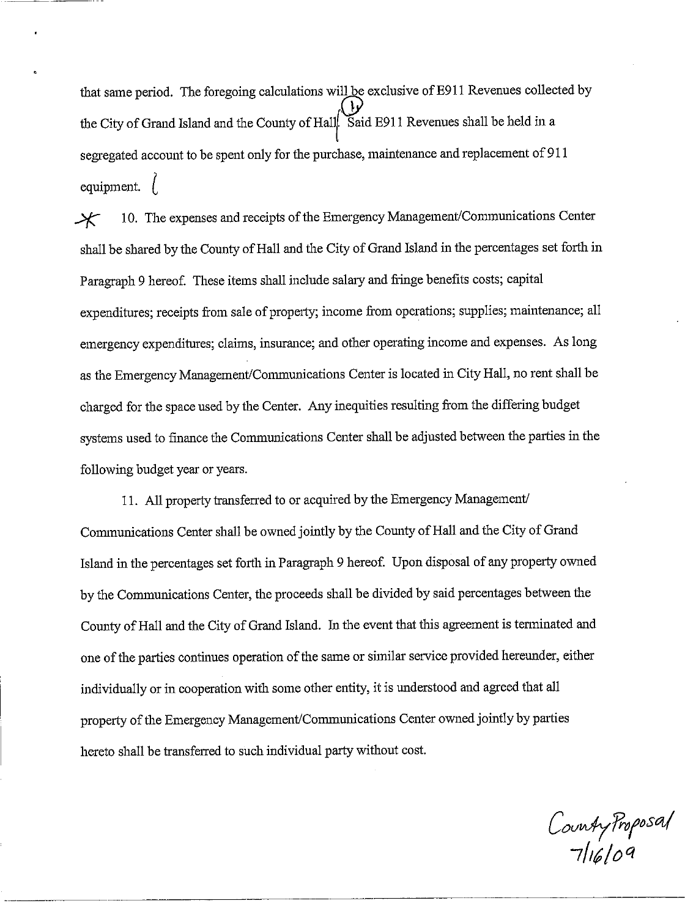that same period. The foregoing calculations will be exclusive of E911 Revenues collected by the City of Grand Island and the County of Hall. Said E911 Revenues shall be held in a segregated account to be spent only for the purchase, maintenance and replacement of 911 equipment.

10. The expenses and receipts of the Emergency Management/Communications Center shall be shared by the County of Hall and the City of Grand Island in the percentages set forth in Paragraph 9 hereof. These items shall include salary and fringe benefits costs; capital expenditures; receipts from sale of property; income from operations; supplies; maintenance; all emergency expenditures; claims, insurance; and other operating income and expenses. As long as the Emergency Management/Communications Center is located in City Hall, no rent shall be charged for the space used by the Center. Any inequities resulting from the differing budget systems used to finance the Communications Center shall be adjusted between the parties in the following budget year or years.

11. All property transferred to or acquired by the Emergency Management/ Communications Center shall be owned jointly by the County of Hall and the City of Grand Island in the percentages set forth in Paragraph 9 hereof. Upon disposal of any property owned by the Communications Center, the proceeds shall be divided by said percentages between the County of Hall and the City of Grand Island. In the event that this agreement is terminated and one of the parties continues operation of the same or similar service provided hereunder, either individually or in cooperation with some other entity, it is understood and agreed that all property of the Emergency Management/Communications Center owned jointly by parties hereto shall be transferred to such individual party without cost.

County Proposal
7/16/09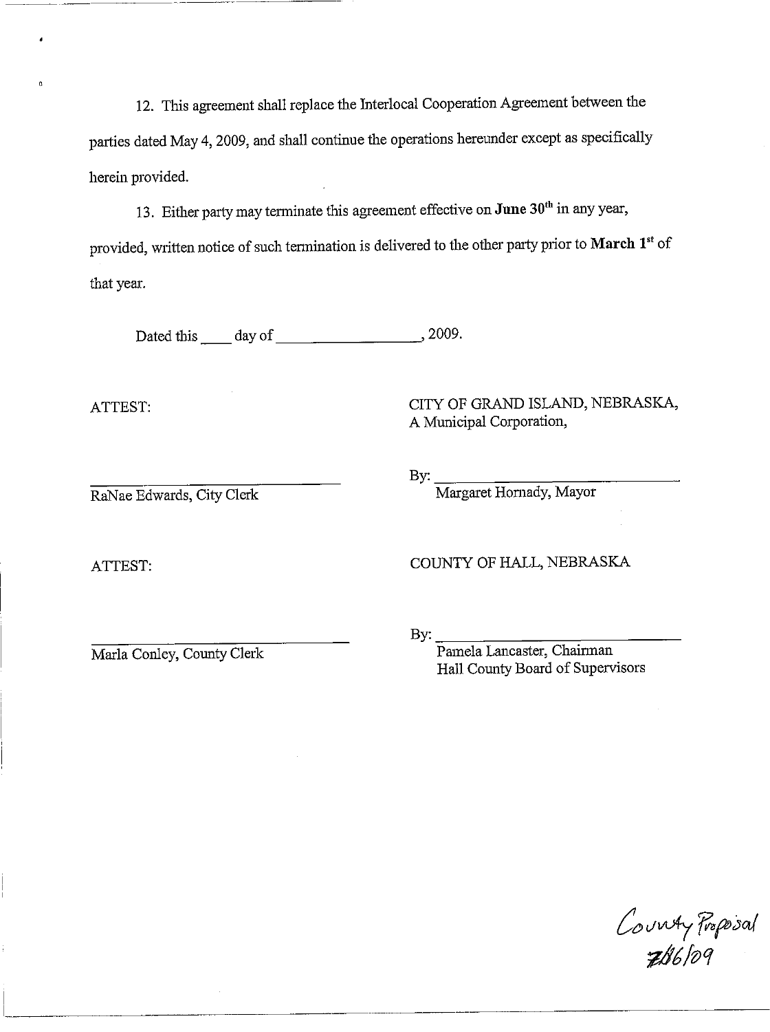12. This agreement shall replace the Interlocal Cooperation Agreement between the parties dated May 4, 2009, and shall continue the operations hereunder except as specifically herein provided.

13. Either party may terminate this agreement effective on **June 30th** in any year, provided, written notice of such termination is delivered to the other party prior to **March 1st** of that year.

Dated this ____ day of __________________, 2009.

ATTEST:

_______________________________
RaNae Edwards, City Clerk

CITY OF GRAND ISLAND, NEBRASKA,
A Municipal Corporation,

By: _______________________________
Margaret Hornady, Mayor

ATTEST:

_______________________________
Marla Conley, County Clerk

COUNTY OF HALL, NEBRASKA

By: _______________________________
Pamela Lancaster, Chairman
Hall County Board of Supervisors

County Proposal
7/16/09